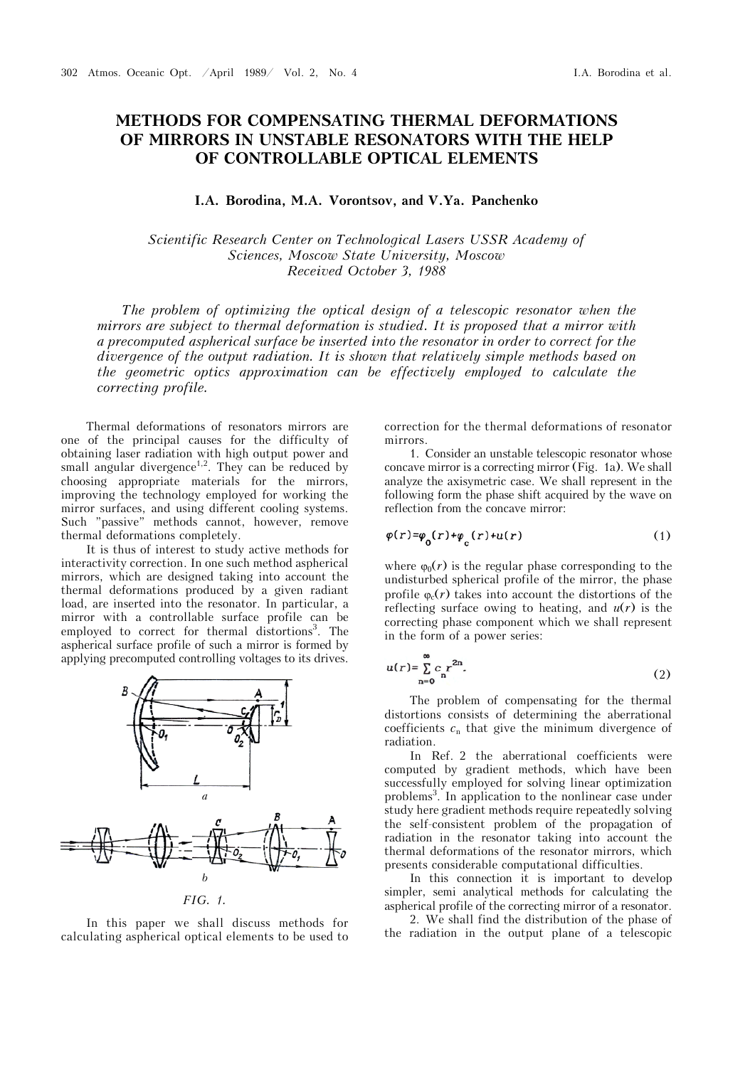# METHODS FOR COMPENSATING THERMAL DEFORMATIONS OF MIRRORS IN UNSTABLE RESONATORS WITH THE HELP OF CONTROLLABLE OPTICAL ELEMENTS

**I.A. Borodina, M.A. Vorontsov, and V.Ya. Panchenko**

*Scientific Research Center on Technological Lasers USSR Academy of Sciences, Moscow State University, Moscow*
*Received October 3, 1988*

*The problem of optimizing the optical design of a telescopic resonator when the mirrors are subject to thermal deformation is studied. It is proposed that a mirror with a precomputed aspherical surface be inserted into the resonator in order to correct for the divergence of the output radiation. It is shown that relatively simple methods based on the geometric optics approximation can be effectively employed to calculate the correcting profile.*

Thermal deformations of resonators mirrors are one of the principal causes for the difficulty of obtaining laser radiation with high output power and small angular divergence[1,2]. They can be reduced by choosing appropriate materials for the mirrors, improving the technology employed for working the mirror surfaces, and using different cooling systems. Such "passive" methods cannot, however, remove thermal deformations completely.

It is thus of interest to study active methods for interactivity correction. In one such method aspherical mirrors, which are designed taking into account the thermal deformations produced by a given radiant load, are inserted into the resonator. In particular, a mirror with a controllable surface profile can be employed to correct for thermal distortions[3]. The aspherical surface profile of such a mirror is formed by applying precomputed controlling voltages to its drives.

FIG. 1.

In this paper we shall discuss methods for calculating aspherical optical elements to be used to correction for the thermal deformations of resonator mirrors.

1. Consider an unstable telescopic resonator whose concave mirror is a correcting mirror (Fig. 1a). We shall analyze the axisymetric case. We shall represent in the following form the phase shift acquired by the wave on reflection from the concave mirror:

$$\varphi(r)=\varphi_0(r)+\varphi_c(r)+u(r) \tag{1}$$

where $\varphi_0(r)$ is the regular phase corresponding to the undisturbed spherical profile of the mirror, the phase profile $\varphi_c(r)$ takes into account the distortions of the reflecting surface owing to heating, and $u(r)$ is the correcting phase component which we shall represent in the form of a power series:

$$u(r)=\sum_{n=0}^{\infty} c_n r^{2n}. \tag{2}$$

The problem of compensating for the thermal distortions consists of determining the aberrational coefficients $c_n$ that give the minimum divergence of radiation.

In Ref. 2 the aberrational coefficients were computed by gradient methods, which have been successfully employed for solving linear optimization problems[3]. In application to the nonlinear case under study here gradient methods require repeatedly solving the self-consistent problem of the propagation of radiation in the resonator taking into account the thermal deformations of the resonator mirrors, which presents considerable computational difficulties.

In this connection it is important to develop simpler, semi analytical methods for calculating the aspherical profile of the correcting mirror of a resonator.

2. We shall find the distribution of the phase of the radiation in the output plane of a telescopic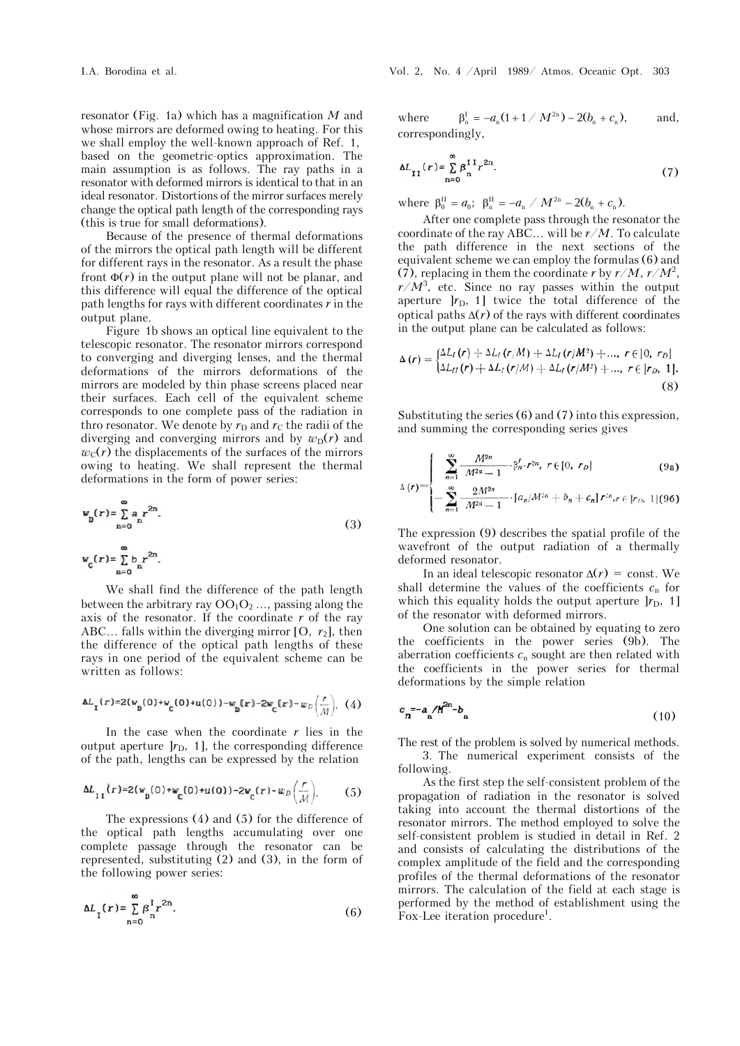resonator (Fig. 1a) which has a magnification $M$ and whose mirrors are deformed owing to heating. For this we shall employ the well-known approach of Ref. 1, based on the geometric-optics approximation. The main assumption is as follows. The ray paths in a resonator with deformed mirrors is identical to that in an ideal resonator. Distortions of the mirror surfaces merely change the optical path length of the corresponding rays (this is true for small deformations).

Because of the presence of thermal deformations of the mirrors the optical path length will be different for different rays in the resonator. As a result the phase front $\Phi(r)$ in the output plane will not be planar, and this difference will equal the difference of the optical path lengths for rays with different coordinates $r$ in the output plane.

Figure 1b shows an optical line equivalent to the telescopic resonator. The resonator mirrors correspond to converging and diverging lenses, and the thermal deformations of the mirrors deformations of the mirrors are modeled by thin phase screens placed near their surfaces. Each cell of the equivalent scheme corresponds to one complete pass of the radiation in thro resonator. We denote by $r_D$ and $r_C$ the radii of the diverging and converging mirrors and by $w_D(r)$ and $w_C(r)$ the displacements of the surfaces of the mirrors owing to heating. We shall represent the thermal deformations in the form of power series:

$$w_D(r)=\sum_{n=0}^{\infty} a_n r^{2n},$$
$$w_C(r)=\sum_{n=0}^{\infty} b_n r^{2n}. \tag{3}$$

We shall find the difference of the path length between the arbitrary ray $OO_1O_2$ ..., passing along the axis of the resonator. If the coordinate $r$ of the ray ABC... falls within the diverging mirror [O, $r_2$], then the difference of the optical path lengths of these rays in one period of the equivalent scheme can be written as follows:

$$\Delta L_I(r)=2(w_D(0)+w_C(0)+u(0))-w_D(r)-2w_C(r)-w_D\left(\frac{r}{M}\right). \tag{4}$$

In the case when the coordinate $r$ lies in the output aperture $]r_D,\ 1]$, the corresponding difference of the path, lengths can be expressed by the relation

$$\Delta L_{II}(r)=2(w_D(0)+w_C(0)+u(0))-2w_C(r)-w_D\left(\frac{r}{M}\right). \tag{5}$$

The expressions (4) and (5) for the difference of the optical path lengths accumulating over one complete passage through the resonator can be represented, substituting (2) and (3), in the form of the following power series:

$$\Delta L_I(r)=\sum_{n=0}^{\infty} \beta_n^I r^{2n}. \tag{6}$$

where $\beta_n^I = -a_n(1+1/M^{2n}) - 2(b_n + c_n)$, and, correspondingly,

$$\Delta L_{II}(r)=\sum_{n=0}^{\infty} \beta_n^{II} r^{2n}. \tag{7}$$

where $\beta_0^{II} = a_0$; $\beta_n^{II} = -a_n/M^{2n} - 2(b_n + c_n)$.

After one complete pass through the resonator the coordinate of the ray ABC... will be $r/M$. To calculate the path difference in the next sections of the equivalent scheme we can employ the formulas (6) and (7), replacing in them the coordinate $r$ by $r/M$, $r/M^2$, $r/M^3$, etc. Since no ray passes within the output aperture $]r_D,\ 1]$ twice the total difference of the optical paths $\Delta(r)$ of the rays with different coordinates in the output plane can be calculated as follows:

$$\Delta(r)=\begin{cases}\Delta L_I(r)+\Delta L_I(r/M)+\Delta L_I(r/M^2)+...,\ r\in[0,\ r_D] \\ \Delta L_{II}(r)+\Delta L_I(r/M)+\Delta L_I(r/M^2)+...,\ r\in\,]r_D,\ 1].\end{cases} \tag{8}$$

Substituting the series (6) and (7) into this expression, and summing the corresponding series gives

$$\Delta(r)=\begin{cases}\displaystyle\sum_{n=1}^{\infty}\frac{M^{2n}}{M^{2n}-1}\cdot\beta_n^I\cdot r^{2n},\ r\in[0,\ r_D] & \text{(9a)}\\ \displaystyle-\sum_{n=1}^{\infty}\frac{2M^{2n}}{M^{2n}-1}\cdot[a_n/M^{2n}+b_n+c_n]\,r^{2n},\ r\in\,]r_D,\ 1] & \text{(9b)}\end{cases}$$

The expression (9) describes the spatial profile of the wavefront of the output radiation of a thermally deformed resonator.

In an ideal telescopic resonator $\Delta(r)$ = const. We shall determine the values of the coefficients $c_n$ for which this equality holds the output aperture $]r_D,\ 1]$ of the resonator with deformed mirrors.

One solution can be obtained by equating to zero the coefficients in the power series (9b). The aberration coefficients $c_n$ sought are then related with the coefficients in the power series for thermal deformations by the simple relation

$$c_n=-a_n/M^{2n}-b_n \tag{10}$$

The rest of the problem is solved by numerical methods.

3. The numerical experiment consists of the following.

As the first step the self-consistent problem of the propagation of radiation in the resonator is solved taking into account the thermal distortions of the resonator mirrors. The method employed to solve the self-consistent problem is studied in detail in Ref. 2 and consists of calculating the distributions of the complex amplitude of the field and the corresponding profiles of the thermal deformations of the resonator mirrors. The calculation of the field at each stage is performed by the method of establishment using the Fox-Lee iteration procedure[1].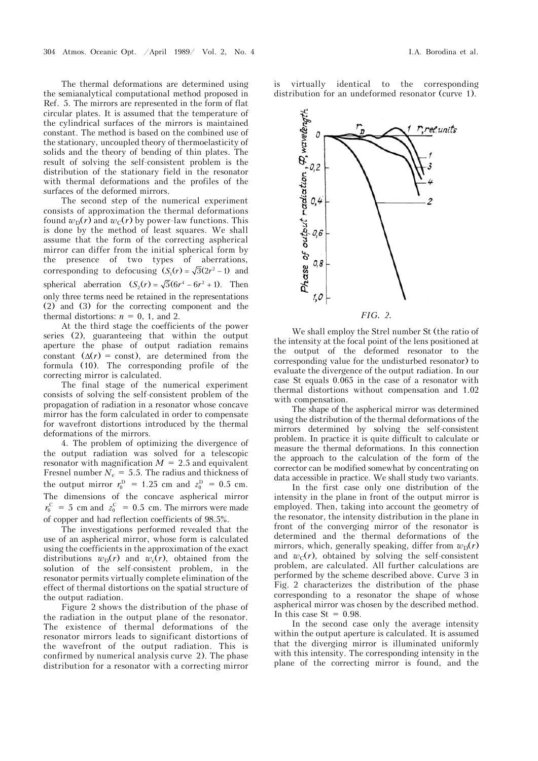The thermal deformations are determined using the semianalytical computational method proposed in Ref. 5. The mirrors are represented in the form of flat circular plates. It is assumed that the temperature of the cylindrical surfaces of the mirrors is maintained constant. The method is based on the combined use of the stationary, uncoupled theory of thermoelasticity of solids and the theory of bending of thin plates. The result of solving the self-consistent problem is the distribution of the stationary field in the resonator with thermal deformations and the profiles of the surfaces of the deformed mirrors.

The second step of the numerical experiment consists of approximation the thermal deformations found $w_D(r)$ and $w_C(r)$ by power-law functions. This is done by the method of least squares. We shall assume that the form of the correcting aspherical mirror can differ from the initial spherical form by the presence of two types of aberrations, corresponding to defocusing $(S_1(r) = \sqrt{3}(2r^2 - 1)$ and spherical aberration $(S_2(r) = \sqrt{5}(6r^4 - 6r^2 + 1)$. Then only three terms need be retained in the representations (2) and (3) for the correcting component and the thermal distortions: $n = 0$, 1, and 2.

At the third stage the coefficients of the power series (2), guaranteeing that within the output aperture the phase of output radiation remains constant ($\Delta(r) = \text{const}$), are determined from the formula (10). The corresponding profile of the correcting mirror is calculated.

The final stage of the numerical experiment consists of solving the self-consistent problem of the propagation of radiation in a resonator whose concave mirror has the form calculated in order to compensate for wavefront distortions introduced by the thermal deformations of the mirrors.

4. The problem of optimizing the divergence of the output radiation was solved for a telescopic resonator with magnification $M = 2.5$ and equivalent Fresnel number $N_e = 5.5$. The radius and thickness of the output mirror $r_0^D = 1.25$ cm and $z_0^D = 0.5$ cm. The dimensions of the concave aspherical mirror $r_0^C = 5$ cm and $z_0^C = 0.5$ cm. The mirrors were made of copper and had reflection coefficients of 98.5%.

The investigations performed revealed that the use of an aspherical mirror, whose form is calculated using the coefficients in the approximation of the exact distributions $w_D(r)$ and $w_c(r)$, obtained from the solution of the self-consistent problem, in the resonator permits virtually complete elimination of the effect of thermal distortions on the spatial structure of the output radiation.

Figure 2 shows the distribution of the phase of the radiation in the output plane of the resonator. The existence of thermal deformations of the resonator mirrors leads to significant distortions of the wavefront of the output radiation. This is confirmed by numerical analysis curve 2). The phase distribution for a resonator with a correcting mirror is virtually identical to the corresponding distribution for an undeformed resonator (curve 1).

*FIG. 2.*

We shall employ the Strel number St (the ratio of the intensity at the focal point of the lens positioned at the output of the deformed resonator to the corresponding value for the undisturbed resonator) to evaluate the divergence of the output radiation. In our case St equals 0.065 in the case of a resonator with thermal distortions without compensation and 1.02 with compensation.

The shape of the aspherical mirror was determined using the distribution of the thermal deformations of the mirrors determined by solving the self-consistent problem. In practice it is quite difficult to calculate or measure the thermal deformations. In this connection the approach to the calculation of the form of the corrector can be modified somewhat by concentrating on data accessible in practice. We shall study two variants.

In the first case only one distribution of the intensity in the plane in front of the output mirror is employed. Then, taking into account the geometry of the resonator, the intensity distribution in the plane in front of the converging mirror of the resonator is determined and the thermal deformations of the mirrors, which, generally speaking, differ from $w_D(r)$ and $w_C(r)$, obtained by solving the self-consistent problem, are calculated. All further calculations are performed by the scheme described above. Curve 3 in Fig. 2 characterizes the distribution of the phase corresponding to a resonator the shape of whose aspherical mirror was chosen by the described method. In this case St = 0.98.

In the second case only the average intensity within the output aperture is calculated. It is assumed that the diverging mirror is illuminated uniformly with this intensity. The corresponding intensity in the plane of the correcting mirror is found, and the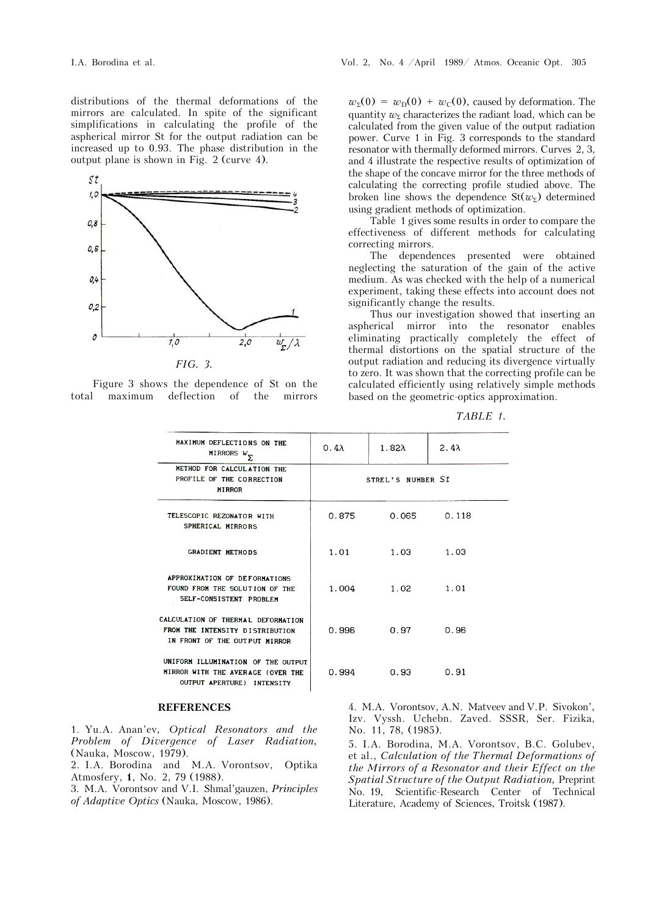distributions of the thermal deformations of the mirrors are calculated. In spite of the significant simplifications in calculating the profile of the aspherical mirror St for the output radiation can be increased up to 0.93. The phase distribution in the output plane is shown in Fig. 2 (curve 4).

St
1,0
0,8
0,6
0,4
0,2
0
1,0
2,0
$w_\Sigma/\lambda$
1
2
3
4

*FIG. 3.*

Figure 3 shows the dependence of St on the total maximum deflection of the mirrors $w_\Sigma(0) = w_D(0) + w_C(0)$, caused by deformation. The quantity $w_\Sigma$ characterizes the radiant load, which can be calculated from the given value of the output radiation power. Curve 1 in Fig. 3 corresponds to the standard resonator with thermally deformed mirrors. Curves 2, 3, and 4 illustrate the respective results of optimization of the shape of the concave mirror for the three methods of calculating the correcting profile studied above. The broken line shows the dependence $\mathrm{St}(w_\Sigma)$ determined using gradient methods of optimization.

Table 1 gives some results in order to compare the effectiveness of different methods for calculating correcting mirrors.

The dependences presented were obtained neglecting the saturation of the gain of the active medium. As was checked with the help of a numerical experiment, taking these effects into account does not significantly change the results.

Thus our investigation showed that inserting an aspherical mirror into the resonator enables eliminating practically completely the effect of thermal distortions on the spatial structure of the output radiation and reducing its divergence virtually to zero. It was shown that the correcting profile can be calculated efficiently using relatively simple methods based on the geometric-optics approximation.

*TABLE 1.*

| MAXIMUM DEFLECTIONS ON THE MIRRORS $w_\Sigma$ | $0.4\lambda$ | $1.82\lambda$ | $2.4\lambda$ |
|---|---|---|---|
| METHOD FOR CALCULATION THE PROFILE OF THE CORRECTION MIRROR | STREL'S NUMBER St | | |
| TELESCOPIC REZONATOR WITH SPHERICAL MIRRORS | 0.875 | 0.065 | 0.118 |
| GRADIENT METHODS | 1.01 | 1.03 | 1.03 |
| APPROXIMATION OF DEFORMATIONS FOUND FROM THE SOLUTION OF THE SELF-CONSISTENT PROBLEM | 1.004 | 1.02 | 1.01 |
| CALCULATION OF THERMAL DEFORMATION FROM THE INTENSITY DISTRIBUTION IN FRONT OF THE OUTPUT MIRROR | 0.996 | 0.97 | 0.96 |
| UNIFORM ILLUMINATION OF THE OUTPUT MIRROR WITH THE AVERAGE (OVER THE OUTPUT APERTURE) INTENSITY | 0.994 | 0.93 | 0.91 |

## REFERENCES

1. Yu.A. Anan'ev, *Optical Resonators and the Problem of Divergence of Laser Radiation,* (Nauka, Moscow, 1979).
2. I.A. Borodina and M.A. Vorontsov, Optika Atmosfery, **1**, No. 2, 79 (1988).
3. M.A. Vorontsov and V.I. Shmal'gauzen, *Principles of Adaptive Optics* (Nauka, Moscow, 1986).
4. M.A. Vorontsov, A.N. Matveev and V.P. Sivokon', Izv. Vyssh. Uchebn. Zaved. SSSR, Ser. Fizika, No. 11, 78, (1985).
5. I.A. Borodina, M.A. Vorontsov, B.C. Golubev, et al., *Calculation of the Thermal Deformations of the Mirrors of a Resonator and their Effect on the Spatial Structure of the Output Radiation,* Preprint No. 19, Scientific-Research Center of Technical Literature, Academy of Sciences, Troitsk (1987).